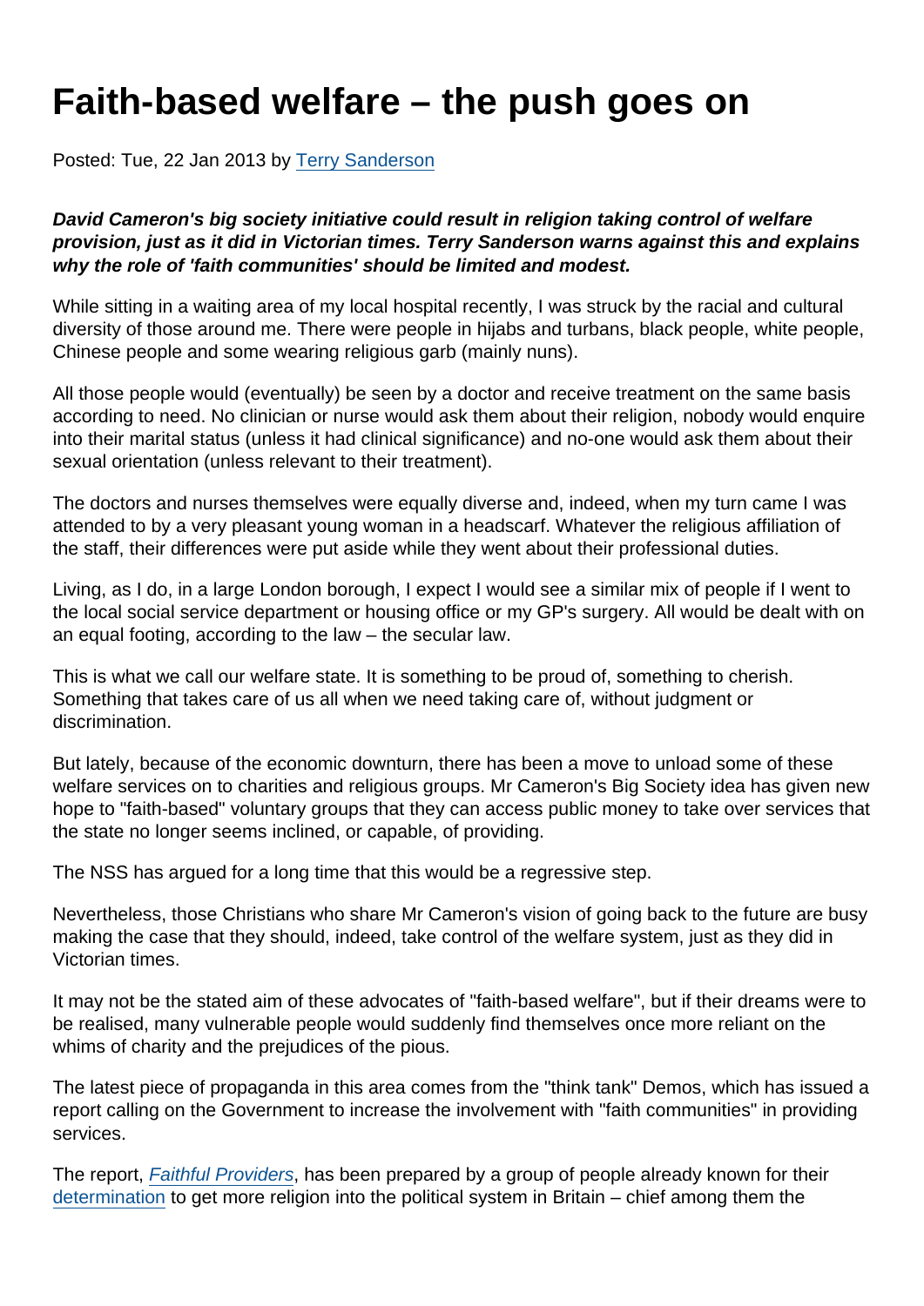# Faith-based welfare – the push goes on

Posted: Tue, 22 Jan 2013 by [Terry Sanderson]

***David Cameron's big society initiative could result in religion taking control of welfare provision, just as it did in Victorian times. Terry Sanderson warns against this and explains why the role of 'faith communities' should be limited and modest.***

While sitting in a waiting area of my local hospital recently, I was struck by the racial and cultural diversity of those around me. There were people in hijabs and turbans, black people, white people, Chinese people and some wearing religious garb (mainly nuns).

All those people would (eventually) be seen by a doctor and receive treatment on the same basis according to need. No clinician or nurse would ask them about their religion, nobody would enquire into their marital status (unless it had clinical significance) and no-one would ask them about their sexual orientation (unless relevant to their treatment).

The doctors and nurses themselves were equally diverse and, indeed, when my turn came I was attended to by a very pleasant young woman in a headscarf. Whatever the religious affiliation of the staff, their differences were put aside while they went about their professional duties.

Living, as I do, in a large London borough, I expect I would see a similar mix of people if I went to the local social service department or housing office or my GP's surgery. All would be dealt with on an equal footing, according to the law – the secular law.

This is what we call our welfare state. It is something to be proud of, something to cherish. Something that takes care of us all when we need taking care of, without judgment or discrimination.

But lately, because of the economic downturn, there has been a move to unload some of these welfare services on to charities and religious groups. Mr Cameron's Big Society idea has given new hope to "faith-based" voluntary groups that they can access public money to take over services that the state no longer seems inclined, or capable, of providing.

The NSS has argued for a long time that this would be a regressive step.

Nevertheless, those Christians who share Mr Cameron's vision of going back to the future are busy making the case that they should, indeed, take control of the welfare system, just as they did in Victorian times.

It may not be the stated aim of these advocates of "faith-based welfare", but if their dreams were to be realised, many vulnerable people would suddenly find themselves once more reliant on the whims of charity and the prejudices of the pious.

The latest piece of propaganda in this area comes from the "think tank" Demos, which has issued a report calling on the Government to increase the involvement with "faith communities" in providing services.

The report, *[Faithful Providers]*, has been prepared by a group of people already known for their [determination] to get more religion into the political system in Britain – chief among them the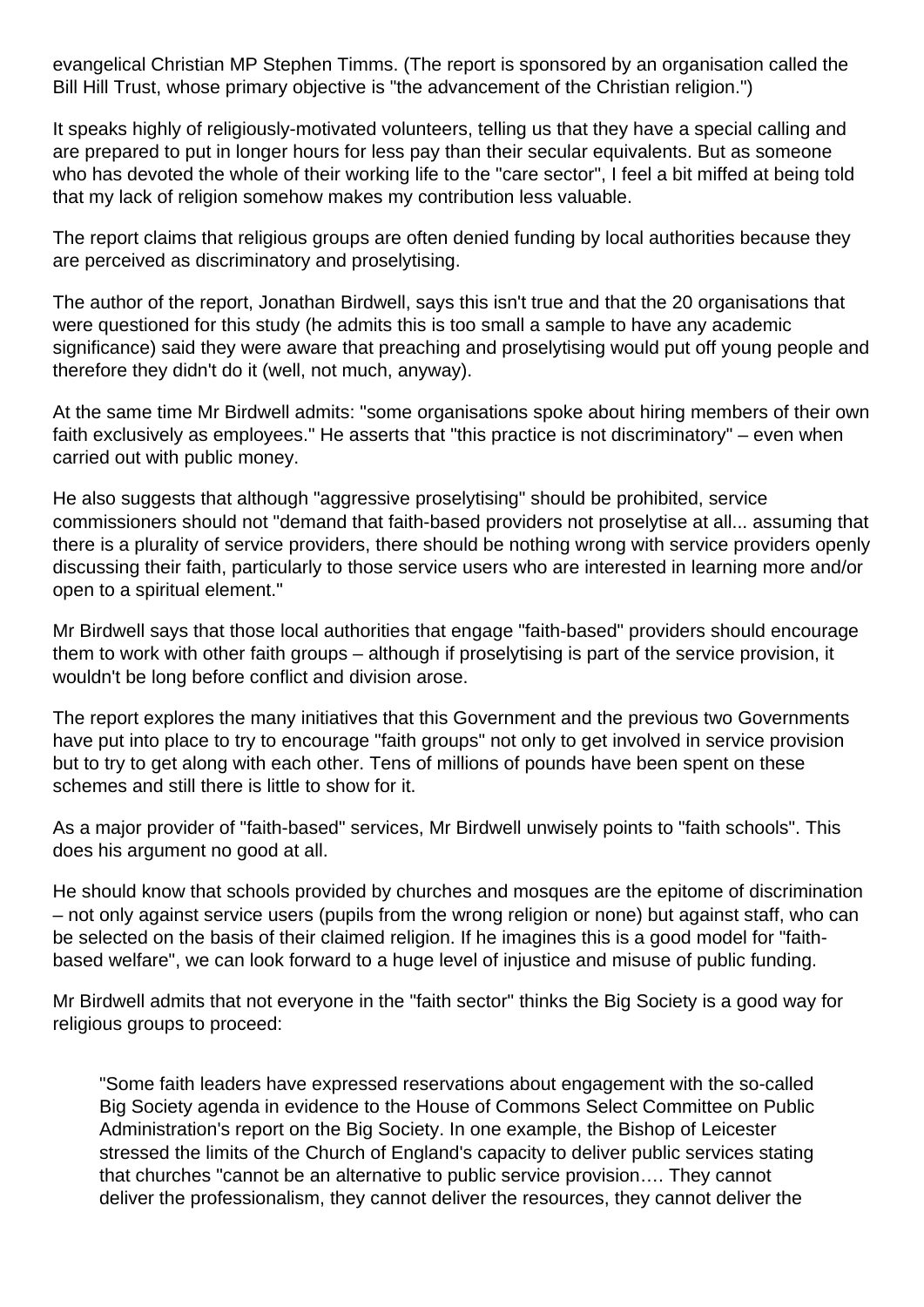evangelical Christian MP Stephen Timms. (The report is sponsored by an organisation called the Bill Hill Trust, whose primary objective is "the advancement of the Christian religion.")

It speaks highly of religiously-motivated volunteers, telling us that they have a special calling and are prepared to put in longer hours for less pay than their secular equivalents. But as someone who has devoted the whole of their working life to the "care sector", I feel a bit miffed at being told that my lack of religion somehow makes my contribution less valuable.

The report claims that religious groups are often denied funding by local authorities because they are perceived as discriminatory and proselytising.

The author of the report, Jonathan Birdwell, says this isn't true and that the 20 organisations that were questioned for this study (he admits this is too small a sample to have any academic significance) said they were aware that preaching and proselytising would put off young people and therefore they didn't do it (well, not much, anyway).

At the same time Mr Birdwell admits: "some organisations spoke about hiring members of their own faith exclusively as employees." He asserts that "this practice is not discriminatory" – even when carried out with public money.

He also suggests that although "aggressive proselytising" should be prohibited, service commissioners should not "demand that faith-based providers not proselytise at all... assuming that there is a plurality of service providers, there should be nothing wrong with service providers openly discussing their faith, particularly to those service users who are interested in learning more and/or open to a spiritual element."

Mr Birdwell says that those local authorities that engage "faith-based" providers should encourage them to work with other faith groups – although if proselytising is part of the service provision, it wouldn't be long before conflict and division arose.

The report explores the many initiatives that this Government and the previous two Governments have put into place to try to encourage "faith groups" not only to get involved in service provision but to try to get along with each other. Tens of millions of pounds have been spent on these schemes and still there is little to show for it.

As a major provider of "faith-based" services, Mr Birdwell unwisely points to "faith schools". This does his argument no good at all.

He should know that schools provided by churches and mosques are the epitome of discrimination – not only against service users (pupils from the wrong religion or none) but against staff, who can be selected on the basis of their claimed religion. If he imagines this is a good model for "faith-based welfare", we can look forward to a huge level of injustice and misuse of public funding.

Mr Birdwell admits that not everyone in the "faith sector" thinks the Big Society is a good way for religious groups to proceed:

> "Some faith leaders have expressed reservations about engagement with the so-called Big Society agenda in evidence to the House of Commons Select Committee on Public Administration's report on the Big Society. In one example, the Bishop of Leicester stressed the limits of the Church of England's capacity to deliver public services stating that churches "cannot be an alternative to public service provision…. They cannot deliver the professionalism, they cannot deliver the resources, they cannot deliver the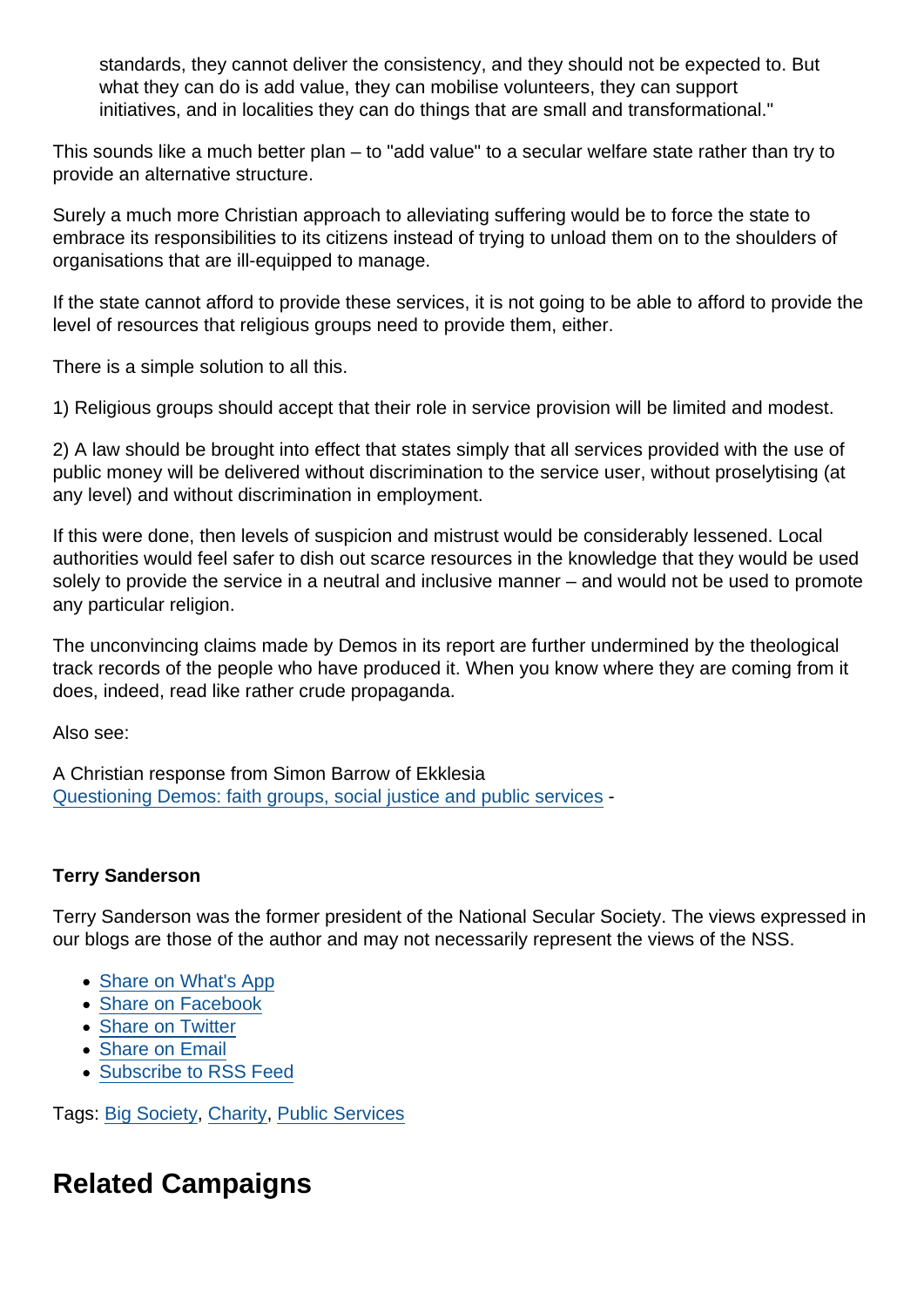> standards, they cannot deliver the consistency, and they should not be expected to. But what they can do is add value, they can mobilise volunteers, they can support initiatives, and in localities they can do things that are small and transformational."

This sounds like a much better plan – to "add value" to a secular welfare state rather than try to provide an alternative structure.

Surely a much more Christian approach to alleviating suffering would be to force the state to embrace its responsibilities to its citizens instead of trying to unload them on to the shoulders of organisations that are ill-equipped to manage.

If the state cannot afford to provide these services, it is not going to be able to afford to provide the level of resources that religious groups need to provide them, either.

There is a simple solution to all this.

1) Religious groups should accept that their role in service provision will be limited and modest.

2) A law should be brought into effect that states simply that all services provided with the use of public money will be delivered without discrimination to the service user, without proselytising (at any level) and without discrimination in employment.

If this were done, then levels of suspicion and mistrust would be considerably lessened. Local authorities would feel safer to dish out scarce resources in the knowledge that they would be used solely to provide the service in a neutral and inclusive manner – and would not be used to promote any particular religion.

The unconvincing claims made by Demos in its report are further undermined by the theological track records of the people who have produced it. When you know where they are coming from it does, indeed, read like rather crude propaganda.

Also see:

A Christian response from Simon Barrow of Ekklesia
[Questioning Demos: faith groups, social justice and public services]() -

**Terry Sanderson**

Terry Sanderson was the former president of the National Secular Society. The views expressed in our blogs are those of the author and may not necessarily represent the views of the NSS.

- Share on What's App
- Share on Facebook
- Share on Twitter
- Share on Email
- Subscribe to RSS Feed

Tags: Big Society, Charity, Public Services

## Related Campaigns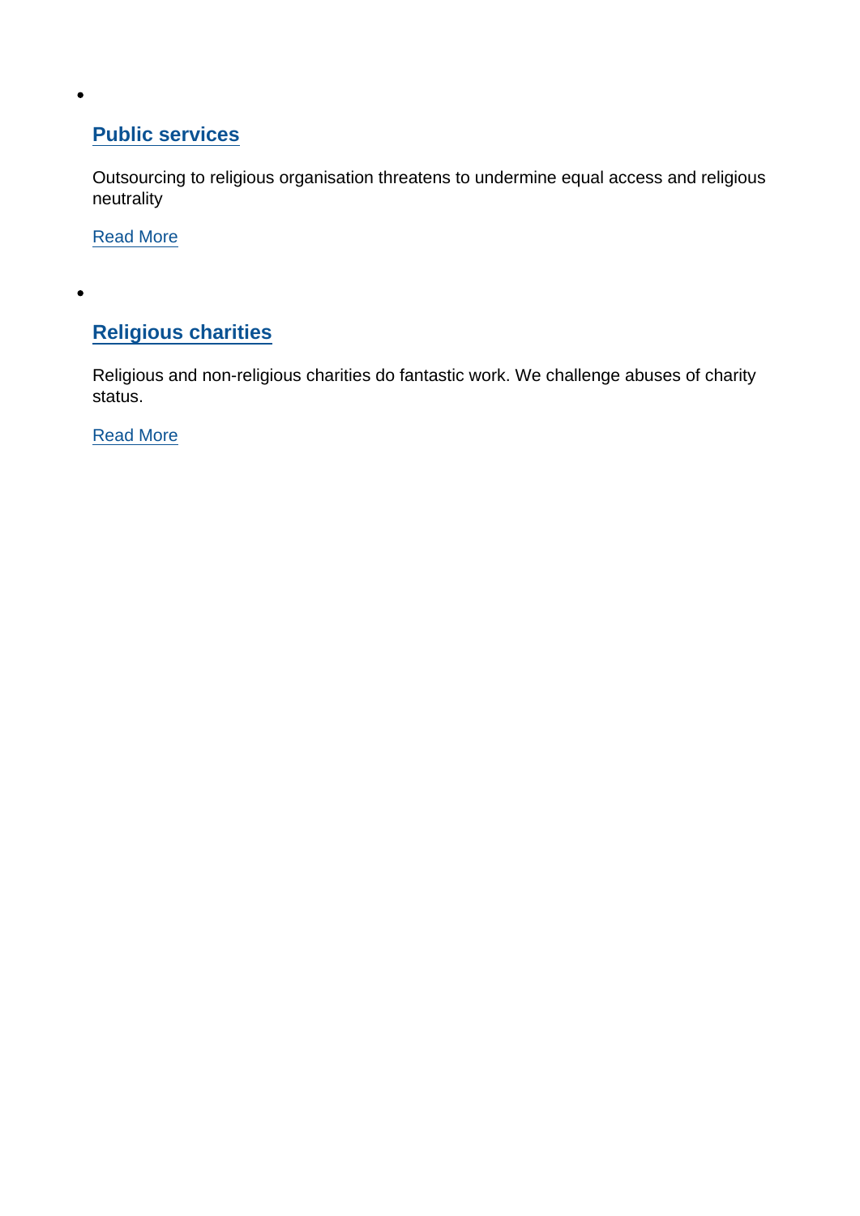- ### Public services

  Outsourcing to religious organisation threatens to undermine equal access and religious neutrality

  Read More

- ### Religious charities

  Religious and non-religious charities do fantastic work. We challenge abuses of charity status.

  Read More